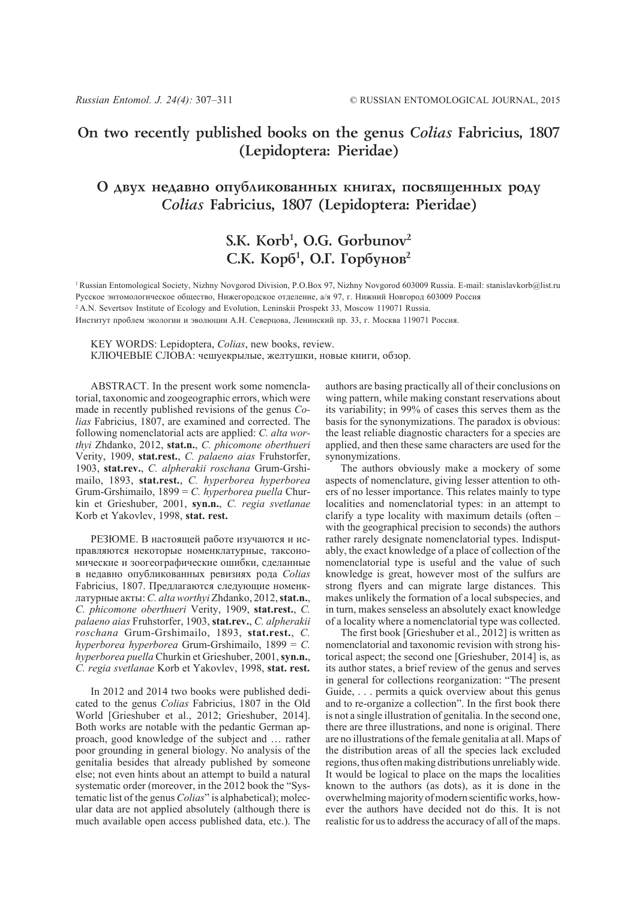# On two recently published books on the genus *Colias* Fabricius, 1807 (Lepidoptera: Pieridae)

# О двух недавно опубликованных книгах, посвященных роду *Colias* Fabricius, 1807 (Lepidoptera: Pieridae)

## S.K. Korb[1], O.G. Gorbunov[2]
## С.К. Корб[1], О.Г. Горбунов[2]

[1] Russian Entomological Society, Nizhny Novgorod Division, P.O.Box 97, Nizhny Novgorod 603009 Russia. E-mail: stanislavkorb@list.ru
Русское энтомологическое общество, Нижегородское отделение, а/я 97, г. Нижний Новгород 603009 Россия

[2] A.N. Severtsov Institute of Ecology and Evolution, Leninskii Prospekt 33, Moscow 119071 Russia.
Институт проблем экологии и эволюции А.Н. Северцова, Ленинский пр. 33, г. Москва 119071 Россия.

KEY WORDS: Lepidoptera, *Colias*, new books, review.
КЛЮЧЕВЫЕ СЛОВА: чешуекрылые, желтушки, новые книги, обзор.

ABSTRACT. In the present work some nomenclatorial, taxonomic and zoogeographic errors, which were made in recently published revisions of the genus *Colias* Fabricius, 1807, are examined and corrected. The following nomenclatorial acts are applied: *C. alta worthyi* Zhdanko, 2012, **stat.n.**, *C. phicomone oberthueri* Verity, 1909, **stat.rest.**, *C. palaeno aias* Fruhstorfer, 1903, **stat.rev.**, *C. alpherakii roschana* Grum-Grshimailo, 1893, **stat.rest.**, *C. hyperborea hyperborea* Grum-Grshimailo, 1899 = *C. hyperborea puella* Churkin et Grieshuber, 2001, **syn.n.**, *C. regia svetlanae* Korb et Yakovlev, 1998, **stat. rest.**

РЕЗЮМЕ. В настоящей работе изучаются и исправляются некоторые номенклатурные, таксономические и зоогеографические ошибки, сделанные в недавно опубликованных ревизиях рода *Colias* Fabricius, 1807. Предлагаются следующие номенклатурные акты: *C. alta worthyi* Zhdanko, 2012, **stat.n.**, *C. phicomone oberthueri* Verity, 1909, **stat.rest.**, *C. palaeno aias* Fruhstorfer, 1903, **stat.rev.**, *C. alpherakii roschana* Grum-Grshimailo, 1893, **stat.rest.**, *C. hyperborea hyperborea* Grum-Grshimailo, 1899 = *C. hyperborea puella* Churkin et Grieshuber, 2001, **syn.n.**, *C. regia svetlanae* Korb et Yakovlev, 1998, **stat. rest.**

In 2012 and 2014 two books were published dedicated to the genus *Colias* Fabricius, 1807 in the Old World [Grieshuber et al., 2012; Grieshuber, 2014]. Both works are notable with the pedantic German approach, good knowledge of the subject and … rather poor grounding in general biology. No analysis of the genitalia besides that already published by someone else; not even hints about an attempt to build a natural systematic order (moreover, in the 2012 book the "Systematic list of the genus *Colias*" is alphabetical); molecular data are not applied absolutely (although there is much available open access published data, etc.). The authors are basing practically all of their conclusions on wing pattern, while making constant reservations about its variability; in 99% of cases this serves them as the basis for the synonymizations. The paradox is obvious: the least reliable diagnostic characters for a species are applied, and then these same characters are used for the synonymizations.

The authors obviously make a mockery of some aspects of nomenclature, giving lesser attention to others of no lesser importance. This relates mainly to type localities and nomenclatorial types: in an attempt to clarify a type locality with maximum details (often – with the geographical precision to seconds) the authors rather rarely designate nomenclatorial types. Indisputably, the exact knowledge of a place of collection of the nomenclatorial type is useful and the value of such knowledge is great, however most of the sulfurs are strong flyers and can migrate large distances. This makes unlikely the formation of a local subspecies, and in turn, makes senseless an absolutely exact knowledge of a locality where a nomenclatorial type was collected.

The first book [Grieshuber et al., 2012] is written as nomenclatorial and taxonomic revision with strong historical aspect; the second one [Grieshuber, 2014] is, as its author states, a brief review of the genus and serves in general for collections reorganization: "The present Guide, . . . permits a quick overview about this genus and to re-organize a collection". In the first book there is not a single illustration of genitalia. In the second one, there are three illustrations, and none is original. There are no illustrations of the female genitalia at all. Maps of the distribution areas of all the species lack excluded regions, thus often making distributions unreliably wide. It would be logical to place on the maps the localities known to the authors (as dots), as it is done in the overwhelming majority of modern scientific works, however the authors have decided not do this. It is not realistic for us to address the accuracy of all of the maps.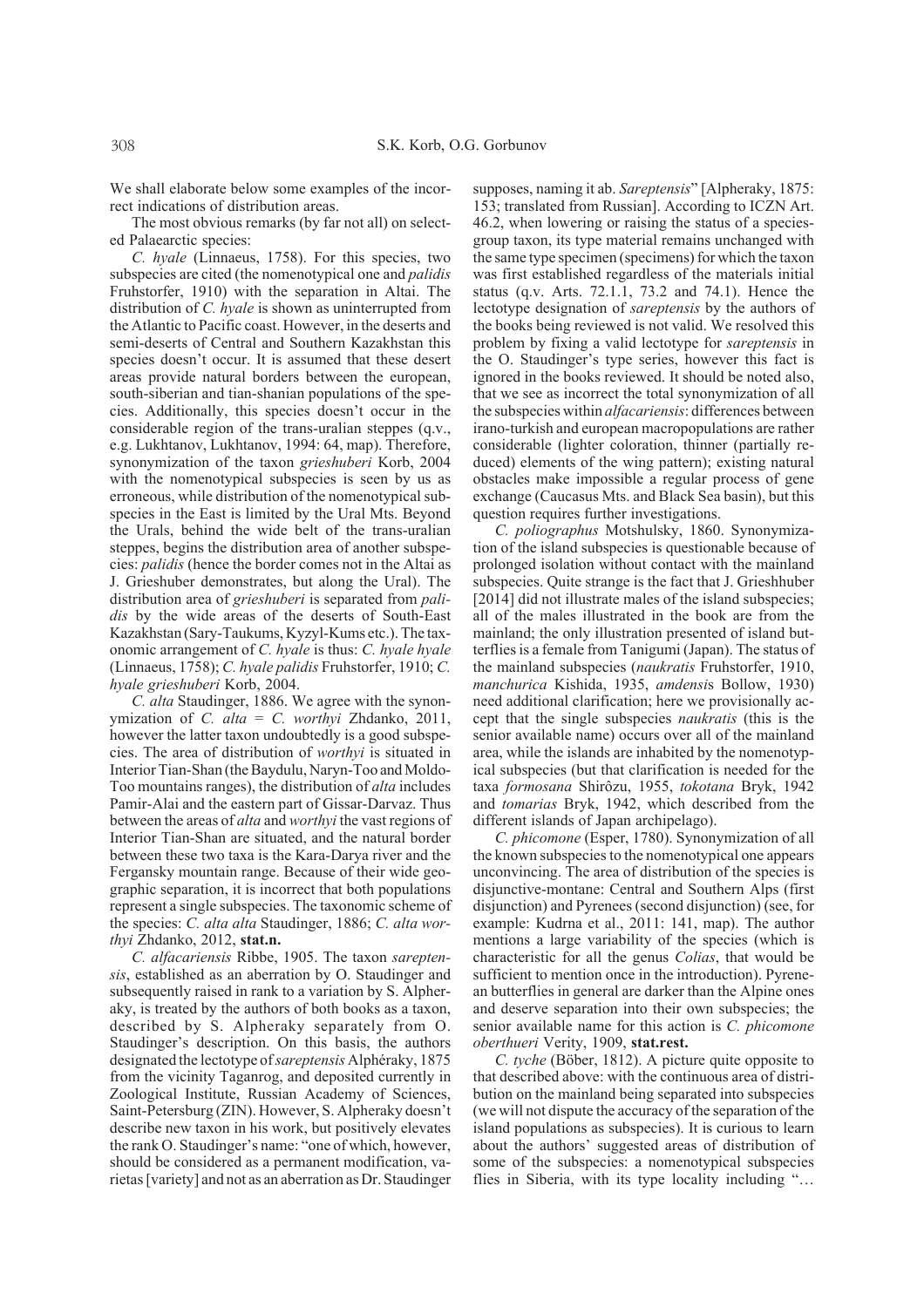We shall elaborate below some examples of the incorrect indications of distribution areas.

The most obvious remarks (by far not all) on selected Palaearctic species:

*C. hyale* (Linnaeus, 1758). For this species, two subspecies are cited (the nomenotypical one and *palidis* Fruhstorfer, 1910) with the separation in Altai. The distribution of *C. hyale* is shown as uninterrupted from the Atlantic to Pacific coast. However, in the deserts and semi-deserts of Central and Southern Kazakhstan this species doesn't occur. It is assumed that these desert areas provide natural borders between the european, south-siberian and tian-shanian populations of the species. Additionally, this species doesn't occur in the considerable region of the trans-uralian steppes (q.v., e.g. Lukhtanov, Lukhtanov, 1994: 64, map). Therefore, synonymization of the taxon *grieshuberi* Korb, 2004 with the nomenotypical subspecies is seen by us as erroneous, while distribution of the nomenotypical subspecies in the East is limited by the Ural Mts. Beyond the Urals, behind the wide belt of the trans-uralian steppes, begins the distribution area of another subspecies: *palidis* (hence the border comes not in the Altai as J. Grieshuber demonstrates, but along the Ural). The distribution area of *grieshuberi* is separated from *palidis* by the wide areas of the deserts of South-East Kazakhstan (Sary-Taukums, Kyzyl-Kums etc.). The taxonomic arrangement of *C. hyale* is thus: *C. hyale hyale* (Linnaeus, 1758); *C. hyale palidis* Fruhstorfer, 1910; *C. hyale grieshuberi* Korb, 2004.

*C. alta* Staudinger, 1886. We agree with the synonymization of *C. alta* = *C. worthyi* Zhdanko, 2011, however the latter taxon undoubtedly is a good subspecies. The area of distribution of *worthyi* is situated in Interior Tian-Shan (the Baydulu, Naryn-Too and Moldo-Too mountains ranges), the distribution of *alta* includes Pamir-Alai and the eastern part of Gissar-Darvaz. Thus between the areas of *alta* and *worthyi* the vast regions of Interior Tian-Shan are situated, and the natural border between these two taxa is the Kara-Darya river and the Fergansky mountain range. Because of their wide geographic separation, it is incorrect that both populations represent a single subspecies. The taxonomic scheme of the species: *C. alta alta* Staudinger, 1886; *C. alta worthyi* Zhdanko, 2012, **stat.n.**

*C. alfacariensis* Ribbe, 1905. The taxon *sareptensis*, established as an aberration by O. Staudinger and subsequently raised in rank to a variation by S. Alpheraky, is treated by the authors of both books as a taxon, described by S. Alpheraky separately from O. Staudinger's description. On this basis, the authors designated the lectotype of *sareptensis* Alphéraky, 1875 from the vicinity Taganrog, and deposited currently in Zoological Institute, Russian Academy of Sciences, Saint-Petersburg (ZIN). However, S. Alpheraky doesn't describe new taxon in his work, but positively elevates the rank O. Staudinger's name: "one of which, however, should be considered as a permanent modification, varietas [variety] and not as an aberration as Dr. Staudinger supposes, naming it ab. *Sareptensis*" [Alpheraky, 1875: 153; translated from Russian]. According to ICZN Art. 46.2, when lowering or raising the status of a species-group taxon, its type material remains unchanged with the same type specimen (specimens) for which the taxon was first established regardless of the materials initial status (q.v. Arts. 72.1.1, 73.2 and 74.1). Hence the lectotype designation of *sareptensis* by the authors of the books being reviewed is not valid. We resolved this problem by fixing a valid lectotype for *sareptensis* in the O. Staudinger's type series, however this fact is ignored in the books reviewed. It should be noted also, that we see as incorrect the total synonymization of all the subspecies within *alfacariensis*: differences between irano-turkish and european macropopulations are rather considerable (lighter coloration, thinner (partially reduced) elements of the wing pattern); existing natural obstacles make impossible a regular process of gene exchange (Caucasus Mts. and Black Sea basin), but this question requires further investigations.

*C. poliographus* Motshulsky, 1860. Synonymization of the island subspecies is questionable because of prolonged isolation without contact with the mainland subspecies. Quite strange is the fact that J. Grieshhuber [2014] did not illustrate males of the island subspecies; all of the males illustrated in the book are from the mainland; the only illustration presented of island butterflies is a female from Tanigumi (Japan). The status of the mainland subspecies (*naukratis* Fruhstorfer, 1910, *manchurica* Kishida, 1935, *amdensis* Bollow, 1930) need additional clarification; here we provisionally accept that the single subspecies *naukratis* (this is the senior available name) occurs over all of the mainland area, while the islands are inhabited by the nomenotypical subspecies (but that clarification is needed for the taxa *formosana* Shirôzu, 1955, *tokotana* Bryk, 1942 and *tomarias* Bryk, 1942, which described from the different islands of Japan archipelago).

*C. phicomone* (Esper, 1780). Synonymization of all the known subspecies to the nomenotypical one appears unconvincing. The area of distribution of the species is disjunctive-montane: Central and Southern Alps (first disjunction) and Pyrenees (second disjunction) (see, for example: Kudrna et al., 2011: 141, map). The author mentions a large variability of the species (which is characteristic for all the genus *Colias*, that would be sufficient to mention once in the introduction). Pyrenean butterflies in general are darker than the Alpine ones and deserve separation into their own subspecies; the senior available name for this action is *C. phicomone oberthueri* Verity, 1909, **stat.rest.**

*C. tyche* (Böber, 1812). A picture quite opposite to that described above: with the continuous area of distribution on the mainland being separated into subspecies (we will not dispute the accuracy of the separation of the island populations as subspecies). It is curious to learn about the authors' suggested areas of distribution of some of the subspecies: a nomenotypical subspecies flies in Siberia, with its type locality including "…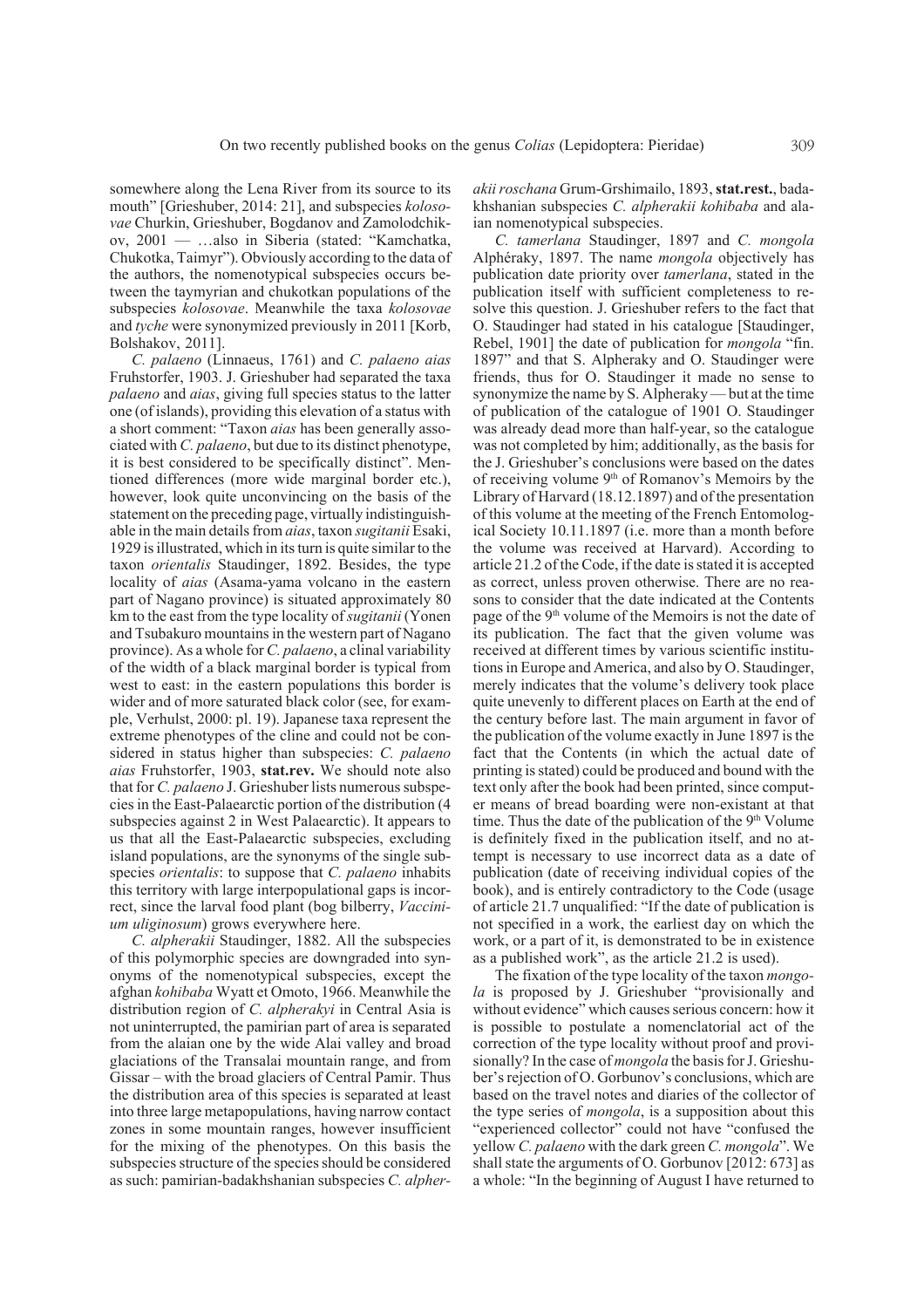somewhere along the Lena River from its source to its mouth" [Grieshuber, 2014: 21], and subspecies *kolosovae* Churkin, Grieshuber, Bogdanov and Zamolodchikov, 2001 — …also in Siberia (stated: "Kamchatka, Chukotka, Taimyr"). Obviously according to the data of the authors, the nomenotypical subspecies occurs between the taymyrian and chukotkan populations of the subspecies *kolosovae*. Meanwhile the taxa *kolosovae* and *tyche* were synonymized previously in 2011 [Korb, Bolshakov, 2011].

*C. palaeno* (Linnaeus, 1761) and *C. palaeno aias* Fruhstorfer, 1903. J. Grieshuber had separated the taxa *palaeno* and *aias*, giving full species status to the latter one (of islands), providing this elevation of a status with a short comment: "Taxon *aias* has been generally associated with *C. palaeno*, but due to its distinct phenotype, it is best considered to be specifically distinct". Mentioned differences (more wide marginal border etc.), however, look quite unconvincing on the basis of the statement on the preceding page, virtually indistinguishable in the main details from *aias*, taxon *sugitanii* Esaki, 1929 is illustrated, which in its turn is quite similar to the taxon *orientalis* Staudinger, 1892. Besides, the type locality of *aias* (Asama-yama volcano in the eastern part of Nagano province) is situated approximately 80 km to the east from the type locality of *sugitanii* (Yonen and Tsubakuro mountains in the western part of Nagano province). As a whole for *C. palaeno*, a clinal variability of the width of a black marginal border is typical from west to east: in the eastern populations this border is wider and of more saturated black color (see, for example, Verhulst, 2000: pl. 19). Japanese taxa represent the extreme phenotypes of the cline and could not be considered in status higher than subspecies: *C. palaeno aias* Fruhstorfer, 1903, **stat.rev.** We should note also that for *C. palaeno* J. Grieshuber lists numerous subspecies in the East-Palaearctic portion of the distribution (4 subspecies against 2 in West Palaearctic). It appears to us that all the East-Palaearctic subspecies, excluding island populations, are the synonyms of the single subspecies *orientalis*: to suppose that *C. palaeno* inhabits this territory with large interpopulational gaps is incorrect, since the larval food plant (bog bilberry, *Vaccinium uliginosum*) grows everywhere here.

*C. alpherakii* Staudinger, 1882. All the subspecies of this polymorphic species are downgraded into synonyms of the nomenotypical subspecies, except the afghan *kohibaba* Wyatt et Omoto, 1966. Meanwhile the distribution region of *C. alpherakyi* in Central Asia is not uninterrupted, the pamirian part of area is separated from the alaian one by the wide Alai valley and broad glaciations of the Transalai mountain range, and from Gissar – with the broad glaciers of Central Pamir. Thus the distribution area of this species is separated at least into three large metapopulations, having narrow contact zones in some mountain ranges, however insufficient for the mixing of the phenotypes. On this basis the subspecies structure of the species should be considered as such: pamirian-badakhshanian subspecies *C. alpherakii roschana* Grum-Grshimailo, 1893, **stat.rest.**, badakhshanian subspecies *C. alpherakii kohibaba* and alaian nomenotypical subspecies.

*C. tamerlana* Staudinger, 1897 and *C. mongola* Alphéraky, 1897. The name *mongola* objectively has publication date priority over *tamerlana*, stated in the publication itself with sufficient completeness to resolve this question. J. Grieshuber refers to the fact that O. Staudinger had stated in his catalogue [Staudinger, Rebel, 1901] the date of publication for *mongola* "fin. 1897" and that S. Alpheraky and O. Staudinger were friends, thus for O. Staudinger it made no sense to synonymize the name by S. Alpheraky — but at the time of publication of the catalogue of 1901 O. Staudinger was already dead more than half-year, so the catalogue was not completed by him; additionally, as the basis for the J. Grieshuber's conclusions were based on the dates of receiving volume 9th of Romanov's Memoirs by the Library of Harvard (18.12.1897) and of the presentation of this volume at the meeting of the French Entomological Society 10.11.1897 (i.e. more than a month before the volume was received at Harvard). According to article 21.2 of the Code, if the date is stated it is accepted as correct, unless proven otherwise. There are no reasons to consider that the date indicated at the Contents page of the 9th of the Memoirs is not the date of its publication. The fact that the given volume was received at different times by various scientific institutions in Europe and America, and also by O. Staudinger, merely indicates that the volume's delivery took place quite unevenly to different places on Earth at the end of the century before last. The main argument in favor of the publication of the volume exactly in June 1897 is the fact that the Contents (in which the actual date of printing is stated) could be produced and bound with the text only after the book had been printed, since computer means of bread boarding were non-existant at that time. Thus the date of the publication of the 9th Volume is definitely fixed in the publication itself, and no attempt is necessary to use incorrect data as a date of publication (date of receiving individual copies of the book), and is entirely contradictory to the Code (usage of article 21.7 unqualified: "If the date of publication is not specified in a work, the earliest day on which the work, or a part of it, is demonstrated to be in existence as a published work", as the article 21.2 is used).

The fixation of the type locality of the taxon *mongola* is proposed by J. Grieshuber "provisionally and without evidence" which causes serious concern: how it is possible to postulate a nomenclatorial act of the correction of the type locality without proof and provisionally? In the case of *mongola* the basis for J. Grieshuber's rejection of O. Gorbunov's conclusions, which are based on the travel notes and diaries of the collector of the type series of *mongola*, is a supposition about this "experienced collector" could not have "confused the yellow *C. palaeno* with the dark green *C. mongola*". We shall state the arguments of O. Gorbunov [2012: 673] as a whole: "In the beginning of August I have returned to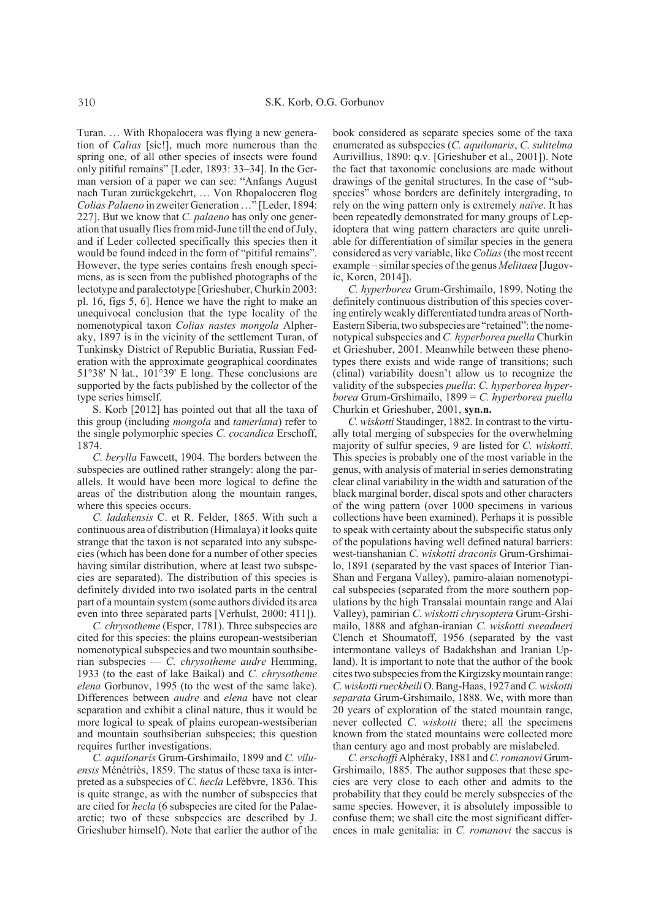Turan. … With Rhopalocera was flying a new generation of *Calias* [sic!], much more numerous than the spring one, of all other species of insects were found only pitiful remains" [Leder, 1893: 33–34]. In the German version of a paper we can see: "Anfangs August nach Turan zurückgekehrt, … Von Rhopaloceren flog *Colias Palaeno* in zweiter Generation …" [Leder, 1894: 227]. But we know that *C. palaeno* has only one generation that usually flies from mid-June till the end of July, and if Leder collected specifically this species then it would be found indeed in the form of "pitiful remains". However, the type series contains fresh enough specimens, as is seen from the published photographs of the lectotype and paralectotype [Grieshuber, Churkin 2003: pl. 16, figs 5, 6]. Hence we have the right to make an unequivocal conclusion that the type locality of the nomenotypical taxon *Colias nastes mongola* Alpheraky, 1897 is in the vicinity of the settlement Turan, of Tunkinsky District of Republic Buriatia, Russian Federation with the approximate geographical coordinates 51°38' N lat., 101°39' E long. These conclusions are supported by the facts published by the collector of the type series himself.

S. Korb [2012] has pointed out that all the taxa of this group (including *mongola* and *tamerlana*) refer to the single polymorphic species *C. cocandica* Erschoff, 1874.

*C. berylla* Fawcett, 1904. The borders between the subspecies are outlined rather strangely: along the parallels. It would have been more logical to define the areas of the distribution along the mountain ranges, where this species occurs.

*C. ladakensis* C. et R. Felder, 1865. With such a continuous area of distribution (Himalaya) it looks quite strange that the taxon is not separated into any subspecies (which has been done for a number of other species having similar distribution, where at least two subspecies are separated). The distribution of this species is definitely divided into two isolated parts in the central part of a mountain system (some authors divided its area even into three separated parts [Verhulst, 2000: 411]).

*C. chrysotheme* (Esper, 1781). Three subspecies are cited for this species: the plains european-westsiberian nomenotypical subspecies and two mountain southsiberian subspecies — *C. chrysotheme audre* Hemming, 1933 (to the east of lake Baikal) and *C. chrysotheme elena* Gorbunov, 1995 (to the west of the same lake). Differences between *audre* and *elena* have not clear separation and exhibit a clinal nature, thus it would be more logical to speak of plains european-westsiberian and mountain southsiberian subspecies; this question requires further investigations.

*C. aquilonaris* Grum-Grshimailo, 1899 and *C. viluensis* Ménétriès, 1859. The status of these taxa is interpreted as a subspecies of *C. hecla* Lefèbvre, 1836. This is quite strange, as with the number of subspecies that are cited for *hecla* (6 subspecies are cited for the Palaearctic; two of these subspecies are described by J. Grieshuber himself). Note that earlier the author of the book considered as separate species some of the taxa enumerated as subspecies (*C. aquilonaris*, *C. sulitelma* Aurivillius, 1890: q.v. [Grieshuber et al., 2001]). Note the fact that taxonomic conclusions are made without drawings of the genital structures. In the case of "subspecies" whose borders are definitely intergrading, to rely on the wing pattern only is extremely *naïve*. It has been repeatedly demonstrated for many groups of Lepidoptera that wing pattern characters are quite unreliable for differentiation of similar species in the genera considered as very variable, like *Colias* (the most recent example – similar species of the genus *Melitaea* [Jugovic, Koren, 2014]).

*C. hyperborea* Grum-Grshimailo, 1899. Noting the definitely continuous distribution of this species covering entirely weakly differentiated tundra areas of North-Eastern Siberia, two subspecies are "retained": the nomenotypical subspecies and *C. hyperborea puella* Churkin et Grieshuber, 2001. Meanwhile between these phenotypes there exists and wide range of transitions; such (clinal) variability doesn't allow us to recognize the validity of the subspecies *puella*: *C. hyperborea hyperborea* Grum-Grshimailo, 1899 = *C. hyperborea puella* Churkin et Grieshuber, 2001, **syn.n.**

*C. wiskotti* Staudinger, 1882. In contrast to the virtually total merging of subspecies for the overwhelming majority of sulfur species, 9 are listed for *C. wiskotti*. This species is probably one of the most variable in the genus, with analysis of material in series demonstrating clear clinal variability in the width and saturation of the black marginal border, discal spots and other characters of the wing pattern (over 1000 specimens in various collections have been examined). Perhaps it is possible to speak with certainty about the subspecific status only of the populations having well defined natural barriers: west-tianshanian *C. wiskotti draconis* Grum-Grshimailo, 1891 (separated by the vast spaces of Interior Tian-Shan and Fergana Valley), pamiro-alaian nomenotypical subspecies (separated from the more southern populations by the high Transalai mountain range and Alai Valley), pamirian *C. wiskotti chrysoptera* Grum-Grshimailo, 1888 and afghan-iranian *C. wiskotti sweadneri* Clench et Shoumatoff, 1956 (separated by the vast intermontane valleys of Badakhshan and Iranian Upland). It is important to note that the author of the book cites two subspecies from the Kirgizsky mountain range: *C. wiskotti rueckbeili* O. Bang-Haas, 1927 and *C. wiskotti separata* Grum-Grshimailo, 1888. We, with more than 20 years of exploration of the stated mountain range, never collected *C. wiskotti* there; all the specimens known from the stated mountains were collected more than century ago and most probably are mislabeled.

*C. erschoffi* Alphéraky, 1881 and *C. romanovi* Grum-Grshimailo, 1885. The author supposes that these species are very close to each other and admits to the probability that they could be merely subspecies of the same species. However, it is absolutely impossible to confuse them; we shall cite the most significant differences in male genitalia: in *C. romanovi* the saccus is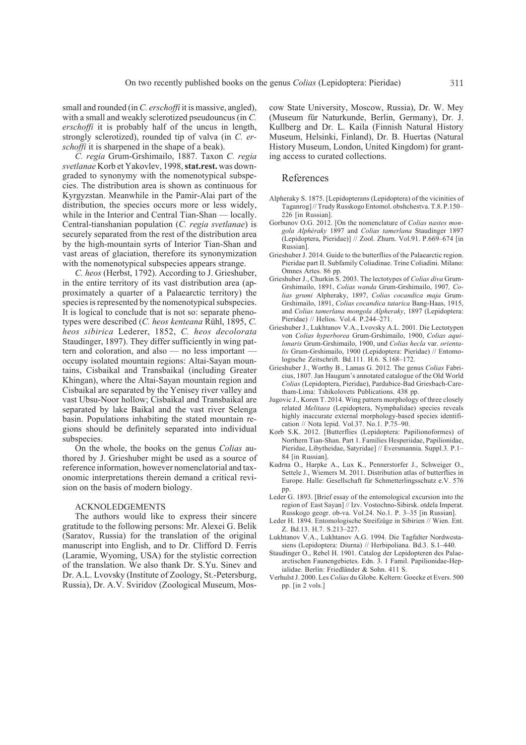small and rounded (in *C. erschoffi* it is massive, angled), with a small and weakly sclerotized pseudouncus (in *C. erschoffi* it is probably half of the uncus in length, strongly sclerotized), rounded tip of valva (in *C. erschoffi* it is sharpened in the shape of a beak).

*C. regia* Grum-Grshimailo, 1887. Taxon *C. regia svetlanae* Korb et Yakovlev, 1998, **stat.rest.** was downgraded to synonymy with the nomenotypical subspecies. The distribution area is shown as continuous for Kyrgyzstan. Meanwhile in the Pamir-Alai part of the distribution, the species occurs more or less widely, while in the Interior and Central Tian-Shan — locally. Central-tianshanian population (*C. regia svetlanae*) is securely separated from the rest of the distribution area by the high-mountain syrts of Interior Tian-Shan and vast areas of glaciation, therefore its synonymization with the nomenotypical subspecies appears strange.

*C. heos* (Herbst, 1792). According to J. Grieshuber, in the entire territory of its vast distribution area (approximately a quarter of a Palaearctic territory) the species is represented by the nomenotypical subspecies. It is logical to conclude that is not so: separate phenotypes were described (*C. heos kenteana* Rühl, 1895, *C. heos sibirica* Lederer, 1852, *C. heos decolorata* Staudinger, 1897). They differ sufficiently in wing pattern and coloration, and also — no less important — occupy isolated mountain regions: Altai-Sayan mountains, Cisbaikal and Transbaikal (including Greater Khingan), where the Altai-Sayan mountain region and Cisbaikal are separated by the Yenisey river valley and vast Ubsu-Noor hollow; Cisbaikal and Transbaikal are separated by lake Baikal and the vast river Selenga basin. Populations inhabiting the stated mountain regions should be definitely separated into individual subspecies.

On the whole, the books on the genus *Colias* authored by J. Grieshuber might be used as a source of reference information, however nomenclatorial and taxonomic interpretations therein demand a critical revision on the basis of modern biology.

## ACKNOLEDGEMENTS

The authors would like to express their sincere gratitude to the following persons: Mr. Alexei G. Belik (Saratov, Russia) for the translation of the original manuscript into English, and to Dr. Clifford D. Ferris (Laramie, Wyoming, USA) for the stylistic correction of the translation. We also thank Dr. S.Yu. Sinev and Dr. A.L. Lvovsky (Institute of Zoology, St.-Petersburg, Russia), Dr. A.V. Sviridov (Zoological Museum, Moscow State University, Moscow, Russia), Dr. W. Mey (Museum für Naturkunde, Berlin, Germany), Dr. J. Kullberg and Dr. L. Kaila (Finnish Natural History Museum, Helsinki, Finland), Dr. B. Huertas (Natural History Museum, London, United Kingdom) for granting access to curated collections.

## References

Alpheraky S. 1875. [Lepidopterans (Lepidoptera) of the vicinities of Taganrog] // Trudy Russkogo Entomol. obshchestva. T.8. P.150–226 [in Russian].

Gorbunov O.G. 2012. [On the nomenclature of *Colias nastes mongola Alphéraky* 1897 and *Colias tamerlana* Staudinger 1897 (Lepidoptera, Pieridae)] // Zool. Zhurn. Vol.91. P.669–674 [in Russian].

Grieshuber J. 2014. Guide to the butterflies of the Palaearctic region. Pieridae part II. Subfamily Coliadinae. Trine Coliadini. Milano: Omnes Artes. 86 pp.

Grieshuber J., Churkin S. 2003. The lectotypes of *Colias diva* Grum-Grshimailo, 1891, *Colias wanda* Grum-Grshimailo, 1907*, Colias grumi* Alpheraky, 1897, *Colias cocandica maja* Grum-Grshimailo, 1891, *Colias cocandica tatarica* Bang-Haas, 1915, and *Colias tamerlana mongola Alpheraky*, 1897 (Lepidoptera: Pieridae) // Helios. Vol.4. P.244–271.

Grieshuber J., Lukhtanov V.A., Lvovsky A.L. 2001. Die Lectotypen von *Colias hyperborea* Grum-Grshimailo, 1900, *Colias aquilonaris* Grum-Grshimailo, 1900, und *Colias hecla* var. *orientalis* Grum-Grshimailo, 1900 (Lepidoptera: Pieridae) // Entomologische Zeitschrift. Bd.111. H.6. S.168–172.

Grieshuber J., Worthy B., Lamas G. 2012. The genus *Colias* Fabricius, 1807. Jan Haugum's annotated catalogue of the Old World *Colias* (Lepidoptera, Pieridae), Pardubice-Bad Griesbach-Caretham-Lima: Tshikolovets Publications. 438 pp.

Jugovic J., Koren T. 2014. Wing pattern morphology of three closely related *Melitaea* (Lepidoptera, Nymphalidae) species reveals highly inaccurate external morphology-based species identification // Nota lepid. Vol.37. No.1. P.75–90.

Korb S.K. 2012. [Butterflies (Lepidoptera: Papilionoformes) of Northern Tian-Shan. Part 1. Families Hesperiidae, Papilionidae, Pieridae, Libytheidae, Satyridae] // Eversmannia. Suppl.3. P.1–84 [in Russian].

Kudrna O., Harpke A., Lux K., Pennerstorfer J., Schweiger O., Settele J., Wiemers M. 2011. Distribution atlas of butterflies in Europe. Halle: Gesellschaft für Schmetterlingsschutz e.V. 576 pp.

Leder G. 1893. [Brief essay of the entomological excursion into the region of East Sayan] // Izv. Vostochno-Sibirsk. otdela Imperat. Russkogo geogr. ob-va. Vol.24. No.1. P. 3–35 [in Russian].

Leder H. 1894. Entomologische Streifzüge in Sibirien // Wien. Ent. Z. Bd.13. H.7. S.213–227.

Lukhtanov V.A., Lukhtanov A.G. 1994. Die Tagfalter Nordwestasiens (Lepidoptera: Diurna) // Herbipoliana. Bd.3. S.1–440.

Staudinger O., Rebel H. 1901. Catalog der Lepidopteren des Palaearctischen Faunengebietes. Edn. 3. 1 Famil. Papilionidae-Hepialidae. Berlin: Friedländer & Sohn. 411 S.

Verhulst J. 2000. Les *Colias* du Globe. Keltern: Goecke et Evers. 500 pp. [in 2 vols.]